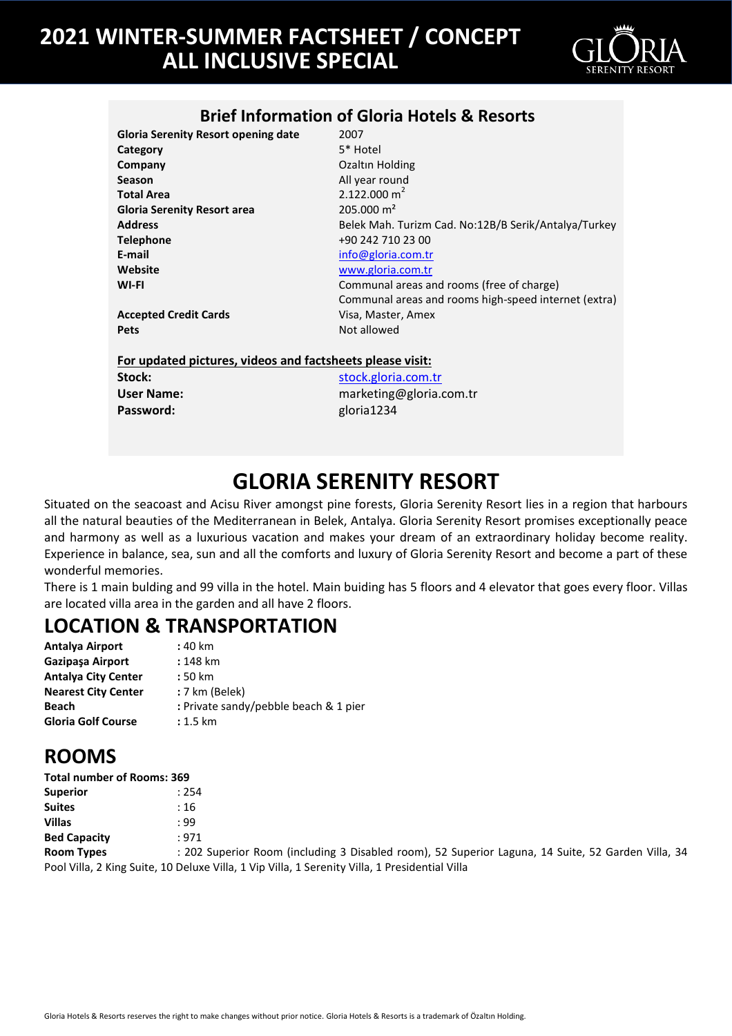# 2021 WINTER-SUMMER FACTSHEET / CONCEPT ALL INCLUSIVE SPECIAL

## Brief Information of Gloria Hotels & Resorts

| | |
|---|---|
| **Gloria Serenity Resort opening date** | 2007 |
| **Category** | 5* Hotel |
| **Company** | Ozaltın Holding |
| **Season** | All year round |
| **Total Area** | 2.122.000 $m^2$ |
| **Gloria Serenity Resort area** | 205.000 m² |
| **Address** | Belek Mah. Turizm Cad. No:12B/B Serik/Antalya/Turkey |
| **Telephone** | +90 242 710 23 00 |
| **E-mail** | info@gloria.com.tr |
| **Website** | www.gloria.com.tr |
| **WI-FI** | Communal areas and rooms (free of charge)<br>Communal areas and rooms high-speed internet (extra) |
| **Accepted Credit Cards** | Visa, Master, Amex |
| **Pets** | Not allowed |

**For updated pictures, videos and factsheets please visit:**

| | |
|---|---|
| **Stock:** | stock.gloria.com.tr |
| **User Name:** | marketing@gloria.com.tr |
| **Password:** | gloria1234 |

# GLORIA SERENITY RESORT

Situated on the seacoast and Acisu River amongst pine forests, Gloria Serenity Resort lies in a region that harbours all the natural beauties of the Mediterranean in Belek, Antalya. Gloria Serenity Resort promises exceptionally peace and harmony as well as a luxurious vacation and makes your dream of an extraordinary holiday become reality. Experience in balance, sea, sun and all the comforts and luxury of Gloria Serenity Resort and become a part of these wonderful memories.

There is 1 main bulding and 99 villa in the hotel. Main buiding has 5 floors and 4 elevator that goes every floor. Villas are located villa area in the garden and all have 2 floors.

## LOCATION & TRANSPORTATION

| | |
|---|---|
| **Antalya Airport** | : 40 km |
| **Gazipaşa Airport** | : 148 km |
| **Antalya City Center** | : 50 km |
| **Nearest City Center** | : 7 km (Belek) |
| **Beach** | : Private sandy/pebble beach & 1 pier |
| **Gloria Golf Course** | : 1.5 km |

## ROOMS

**Total number of Rooms: 369**

| | |
|---|---|
| **Superior** | : 254 |
| **Suites** | : 16 |
| **Villas** | : 99 |
| **Bed Capacity** | : 971 |

**Room Types** : 202 Superior Room (including 3 Disabled room), 52 Superior Laguna, 14 Suite, 52 Garden Villa, 34 Pool Villa, 2 King Suite, 10 Deluxe Villa, 1 Vip Villa, 1 Serenity Villa, 1 Presidential Villa

Gloria Hotels & Resorts reserves the right to make changes without prior notice. Gloria Hotels & Resorts is a trademark of Özaltın Holding.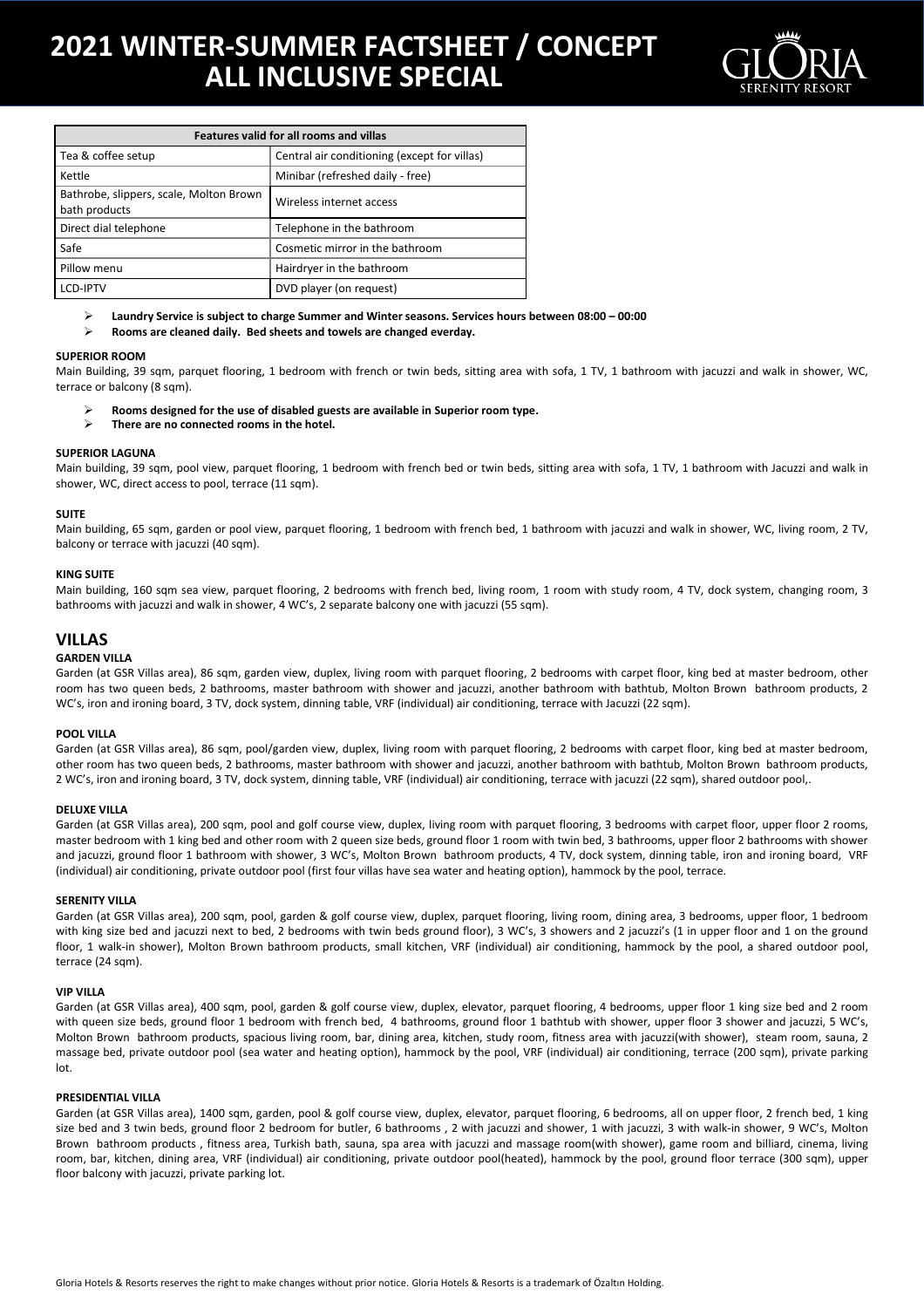# 2021 WINTER-SUMMER FACTSHEET / CONCEPT ALL INCLUSIVE SPECIAL

| Features valid for all rooms and villas | |
|---|---|
| Tea & coffee setup | Central air conditioning (except for villas) |
| Kettle | Minibar (refreshed daily - free) |
| Bathrobe, slippers, scale, Molton Brown bath products | Wireless internet access |
| Direct dial telephone | Telephone in the bathroom |
| Safe | Cosmetic mirror in the bathroom |
| Pillow menu | Hairdryer in the bathroom |
| LCD-IPTV | DVD player (on request) |

- **Laundry Service is subject to charge Summer and Winter seasons. Services hours between 08:00 – 00:00**
- **Rooms are cleaned daily. Bed sheets and towels are changed everday.**

**SUPERIOR ROOM**

Main Building, 39 sqm, parquet flooring, 1 bedroom with french or twin beds, sitting area with sofa, 1 TV, 1 bathroom with jacuzzi and walk in shower, WC, terrace or balcony (8 sqm).

- **Rooms designed for the use of disabled guests are available in Superior room type.**
- **There are no connected rooms in the hotel.**

**SUPERIOR LAGUNA**

Main building, 39 sqm, pool view, parquet flooring, 1 bedroom with french bed or twin beds, sitting area with sofa, 1 TV, 1 bathroom with Jacuzzi and walk in shower, WC, direct access to pool, terrace (11 sqm).

**SUITE**

Main building, 65 sqm, garden or pool view, parquet flooring, 1 bedroom with french bed, 1 bathroom with jacuzzi and walk in shower, WC, living room, 2 TV, balcony or terrace with jacuzzi (40 sqm).

**KING SUITE**

Main building, 160 sqm sea view, parquet flooring, 2 bedrooms with french bed, living room, 1 room with study room, 4 TV, dock system, changing room, 3 bathrooms with jacuzzi and walk in shower, 4 WC's, 2 separate balcony one with jacuzzi (55 sqm).

## VILLAS

**GARDEN VILLA**

Garden (at GSR Villas area), 86 sqm, garden view, duplex, living room with parquet flooring, 2 bedrooms with carpet floor, king bed at master bedroom, other room has two queen beds, 2 bathrooms, master bathroom with shower and jacuzzi, another bathroom with bathtub, Molton Brown bathroom products, 2 WC's, iron and ironing board, 3 TV, dock system, dinning table, VRF (individual) air conditioning, terrace with Jacuzzi (22 sqm).

**POOL VILLA**

Garden (at GSR Villas area), 86 sqm, pool/garden view, duplex, living room with parquet flooring, 2 bedrooms with carpet floor, king bed at master bedroom, other room has two queen beds, 2 bathrooms, master bathroom with shower and jacuzzi, another bathroom with bathtub, Molton Brown bathroom products, 2 WC's, iron and ironing board, 3 TV, dock system, dinning table, VRF (individual) air conditioning, terrace with jacuzzi (22 sqm), shared outdoor pool,.

**DELUXE VILLA**

Garden (at GSR Villas area), 200 sqm, pool and golf course view, duplex, living room with parquet flooring, 3 bedrooms with carpet floor, upper floor 2 rooms, master bedroom with 1 king bed and other room with 2 queen size beds, ground floor 1 room with twin bed, 3 bathrooms, upper floor 2 bathrooms with shower and jacuzzi, ground floor 1 bathroom with shower, 3 WC's, Molton Brown bathroom products, 4 TV, dock system, dinning table, iron and ironing board, VRF (individual) air conditioning, private outdoor pool (first four villas have sea water and heating option), hammock by the pool, terrace.

**SERENITY VILLA**

Garden (at GSR Villas area), 200 sqm, pool, garden & golf course view, duplex, parquet flooring, living room, dining area, 3 bedrooms, upper floor, 1 bedroom with king size bed and jacuzzi next to bed, 2 bedrooms with twin beds ground floor), 3 WC's, 3 showers and 2 jacuzzi's (1 in upper floor and 1 on the ground floor, 1 walk-in shower), Molton Brown bathroom products, small kitchen, VRF (individual) air conditioning, hammock by the pool, a shared outdoor pool, terrace (24 sqm).

**VIP VILLA**

Garden (at GSR Villas area), 400 sqm, pool, garden & golf course view, duplex, elevator, parquet flooring, 4 bedrooms, upper floor 1 king size bed and 2 room with queen size beds, ground floor 1 bedroom with french bed, 4 bathrooms, ground floor 1 bathtub with shower, upper floor 3 shower and jacuzzi, 5 WC's, Molton Brown bathroom products, spacious living room, bar, dining area, kitchen, study room, fitness area with jacuzzi(with shower), steam room, sauna, 2 massage bed, private outdoor pool (sea water and heating option), hammock by the pool, VRF (individual) air conditioning, terrace (200 sqm), private parking lot.

**PRESIDENTIAL VILLA**

Garden (at GSR Villas area), 1400 sqm, garden, pool & golf course view, duplex, elevator, parquet flooring, 6 bedrooms, all on upper floor, 2 french bed, 1 king size bed and 3 twin beds, ground floor 2 bedroom for butler, 6 bathrooms , 2 with jacuzzi and shower, 1 with jacuzzi, 3 with walk-in shower, 9 WC's, Molton Brown bathroom products , fitness area, Turkish bath, sauna, spa area with jacuzzi and massage room(with shower), game room and billiard, cinema, living room, bar, kitchen, dining area, VRF (individual) air conditioning, private outdoor pool(heated), hammock by the pool, ground floor terrace (300 sqm), upper floor balcony with jacuzzi, private parking lot.

Gloria Hotels & Resorts reserves the right to make changes without prior notice. Gloria Hotels & Resorts is a trademark of Özaltın Holding.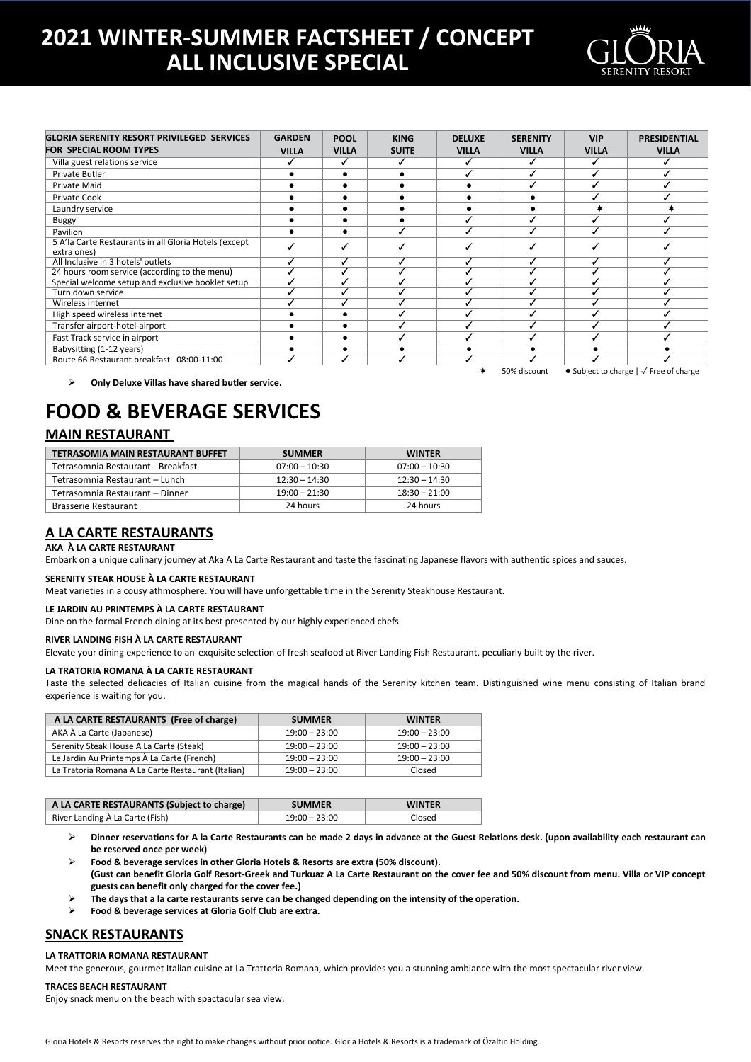# 2021 WINTER-SUMMER FACTSHEET / CONCEPT ALL INCLUSIVE SPECIAL

| GLORIA SERENITY RESORT PRIVILEGED SERVICES FOR SPECIAL ROOM TYPES | GARDEN VILLA | POOL VILLA | KING SUITE | DELUXE VILLA | SERENITY VILLA | VIP VILLA | PRESIDENTIAL VILLA |
|---|---|---|---|---|---|---|---|
| Villa guest relations service | ✓ | ✓ | ✓ | ✓ | ✓ | ✓ | ✓ |
| Private Butler | ● | ● | ● | ✓ | ✓ | ✓ | ✓ |
| Private Maid | ● | ● | ● | ● | ✓ | ✓ | ✓ |
| Private Cook | ● | ● | ● | ● | ● | ✓ | ✓ |
| Laundry service | ● | ● | ● | ● | ● | ✶ | ✶ |
| Buggy | ● | ● | ● | ✓ | ✓ | ✓ | ✓ |
| Pavilion | ● | ● | ✓ | ✓ | ✓ | ✓ | ✓ |
| 5 A'la Carte Restaurants in all Gloria Hotels (except extra ones) | ✓ | ✓ | ✓ | ✓ | ✓ | ✓ | ✓ |
| All Inclusive in 3 hotels' outlets | ✓ | ✓ | ✓ | ✓ | ✓ | ✓ | ✓ |
| 24 hours room service (according to the menu) | ✓ | ✓ | ✓ | ✓ | ✓ | ✓ | ✓ |
| Special welcome setup and exclusive booklet setup | ✓ | ✓ | ✓ | ✓ | ✓ | ✓ | ✓ |
| Turn down service | ✓ | ✓ | ✓ | ✓ | ✓ | ✓ | ✓ |
| Wireless internet | ✓ | ✓ | ✓ | ✓ | ✓ | ✓ | ✓ |
| High speed wireless internet | ● | ● | ✓ | ✓ | ✓ | ✓ | ✓ |
| Transfer airport-hotel-airport | ● | ● | ✓ | ✓ | ✓ | ✓ | ✓ |
| Fast Track service in airport | ● | ● | ✓ | ✓ | ✓ | ✓ | ✓ |
| Babysitting (1-12 years) | ● | ● | ● | ● | ● | ● | ● |
| Route 66 Restaurant breakfast 08:00-11:00 | ✓ | ✓ | ✓ | ✓ | ✓ | ✓ | ✓ |

✶ 50% discount ● Subject to charge | ✓ Free of charge

- **Only Deluxe Villas have shared butler service.**

# FOOD & BEVERAGE SERVICES

## MAIN RESTAURANT

| TETRASOMIA MAIN RESTAURANT BUFFET | SUMMER | WINTER |
|---|---|---|
| Tetrasomnia Restaurant - Breakfast | 07:00 – 10:30 | 07:00 – 10:30 |
| Tetrasomnia Restaurant – Lunch | 12:30 – 14:30 | 12:30 – 14:30 |
| Tetrasomnia Restaurant – Dinner | 19:00 – 21:30 | 18:30 – 21:00 |
| Brasserie Restaurant | 24 hours | 24 hours |

## A LA CARTE RESTAURANTS

**AKA À LA CARTE RESTAURANT**

Embark on a unique culinary journey at Aka A La Carte Restaurant and taste the fascinating Japanese flavors with authentic spices and sauces.

**SERENITY STEAK HOUSE À LA CARTE RESTAURANT**

Meat varieties in a cousy athmosphere. You will have unforgettable time in the Serenity Steakhouse Restaurant.

**LE JARDIN AU PRINTEMPS À LA CARTE RESTAURANT**

Dine on the formal French dining at its best presented by our highly experienced chefs

**RIVER LANDING FISH À LA CARTE RESTAURANT**

Elevate your dining experience to an exquisite selection of fresh seafood at River Landing Fish Restaurant, peculiarly built by the river.

**LA TRATORIA ROMANA À LA CARTE RESTAURANT**

Taste the selected delicacies of Italian cuisine from the magical hands of the Serenity kitchen team. Distinguished wine menu consisting of Italian brand experience is waiting for you.

| A LA CARTE RESTAURANTS (Free of charge) | SUMMER | WINTER |
|---|---|---|
| AKA À La Carte (Japanese) | 19:00 – 23:00 | 19:00 – 23:00 |
| Serenity Steak House A La Carte (Steak) | 19:00 – 23:00 | 19:00 – 23:00 |
| Le Jardin Au Printemps À La Carte (French) | 19:00 – 23:00 | 19:00 – 23:00 |
| La Tratoria Romana A La Carte Restaurant (Italian) | 19:00 – 23:00 | Closed |

| A LA CARTE RESTAURANTS (Subject to charge) | SUMMER | WINTER |
|---|---|---|
| River Landing À La Carte (Fish) | 19:00 – 23:00 | Closed |

- **Dinner reservations for A la Carte Restaurants can be made 2 days in advance at the Guest Relations desk. (upon availability each restaurant can be reserved once per week)**
- **Food & beverage services in other Gloria Hotels & Resorts are extra (50% discount).**
  **(Gust can benefit Gloria Golf Resort-Greek and Turkuaz A La Carte Restaurant on the cover fee and 50% discount from menu. Villa or VIP concept guests can benefit only charged for the cover fee.)**
- **The days that a la carte restaurants serve can be changed depending on the intensity of the operation.**
- **Food & beverage services at Gloria Golf Club are extra.**

## SNACK RESTAURANTS

**LA TRATTORIA ROMANA RESTAURANT**

Meet the generous, gourmet Italian cuisine at La Trattoria Romana, which provides you a stunning ambiance with the most spectacular river view.

**TRACES BEACH RESTAURANT**

Enjoy snack menu on the beach with spactacular sea view.

Gloria Hotels & Resorts reserves the right to make changes without prior notice. Gloria Hotels & Resorts is a trademark of Özaltın Holding.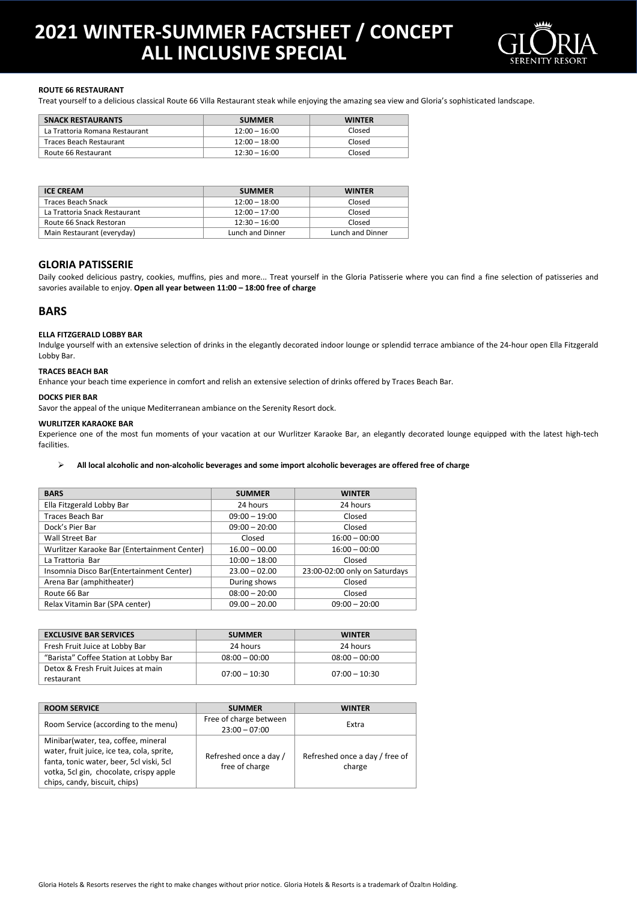**ROUTE 66 RESTAURANT**

Treat yourself to a delicious classical Route 66 Villa Restaurant steak while enjoying the amazing sea view and Gloria's sophisticated landscape.

| SNACK RESTAURANTS | SUMMER | WINTER |
|---|---|---|
| La Trattoria Romana Restaurant | 12:00 – 16:00 | Closed |
| Traces Beach Restaurant | 12:00 – 18:00 | Closed |
| Route 66 Restaurant | 12:30 – 16:00 | Closed |

| ICE CREAM | SUMMER | WINTER |
|---|---|---|
| Traces Beach Snack | 12:00 – 18:00 | Closed |
| La Trattoria Snack Restaurant | 12:00 – 17:00 | Closed |
| Route 66 Snack Restoran | 12:30 – 16:00 | Closed |
| Main Restaurant (everyday) | Lunch and Dinner | Lunch and Dinner |

## GLORIA PATISSERIE

Daily cooked delicious pastry, cookies, muffins, pies and more... Treat yourself in the Gloria Patisserie where you can find a fine selection of patisseries and savories available to enjoy. **Open all year between 11:00 – 18:00 free of charge**

## BARS

**ELLA FITZGERALD LOBBY BAR**

Indulge yourself with an extensive selection of drinks in the elegantly decorated indoor lounge or splendid terrace ambiance of the 24-hour open Ella Fitzgerald Lobby Bar.

**TRACES BEACH BAR**

Enhance your beach time experience in comfort and relish an extensive selection of drinks offered by Traces Beach Bar.

**DOCKS PIER BAR**

Savor the appeal of the unique Mediterranean ambiance on the Serenity Resort dock.

**WURLITZER KARAOKE BAR**

Experience one of the most fun moments of your vacation at our Wurlitzer Karaoke Bar, an elegantly decorated lounge equipped with the latest high-tech facilities.

- **All local alcoholic and non-alcoholic beverages and some import alcoholic beverages are offered free of charge**

| BARS | SUMMER | WINTER |
|---|---|---|
| Ella Fitzgerald Lobby Bar | 24 hours | 24 hours |
| Traces Beach Bar | 09:00 – 19:00 | Closed |
| Dock's Pier Bar | 09:00 – 20:00 | Closed |
| Wall Street Bar | Closed | 16:00 – 00:00 |
| Wurlitzer Karaoke Bar (Entertainment Center) | 16.00 – 00.00 | 16:00 – 00:00 |
| La Trattoria Bar | 10:00 – 18:00 | Closed |
| Insomnia Disco Bar(Entertainment Center) | 23.00 – 02.00 | 23:00-02:00 only on Saturdays |
| Arena Bar (amphitheater) | During shows | Closed |
| Route 66 Bar | 08:00 – 20:00 | Closed |
| Relax Vitamin Bar (SPA center) | 09.00 – 20.00 | 09:00 – 20:00 |

| EXCLUSIVE BAR SERVICES | SUMMER | WINTER |
|---|---|---|
| Fresh Fruit Juice at Lobby Bar | 24 hours | 24 hours |
| "Barista" Coffee Station at Lobby Bar | 08:00 – 00:00 | 08:00 – 00:00 |
| Detox & Fresh Fruit Juices at main restaurant | 07:00 – 10:30 | 07:00 – 10:30 |

| ROOM SERVICE | SUMMER | WINTER |
|---|---|---|
| Room Service (according to the menu) | Free of charge between 23:00 – 07:00 | Extra |
| Minibar(water, tea, coffee, mineral water, fruit juice, ice tea, cola, sprite, fanta, tonic water, beer, 5cl viski, 5cl votka, 5cl gin, chocolate, crispy apple chips, candy, biscuit, chips) | Refreshed once a day / free of charge | Refreshed once a day / free of charge |

Gloria Hotels & Resorts reserves the right to make changes without prior notice. Gloria Hotels & Resorts is a trademark of Özaltın Holding.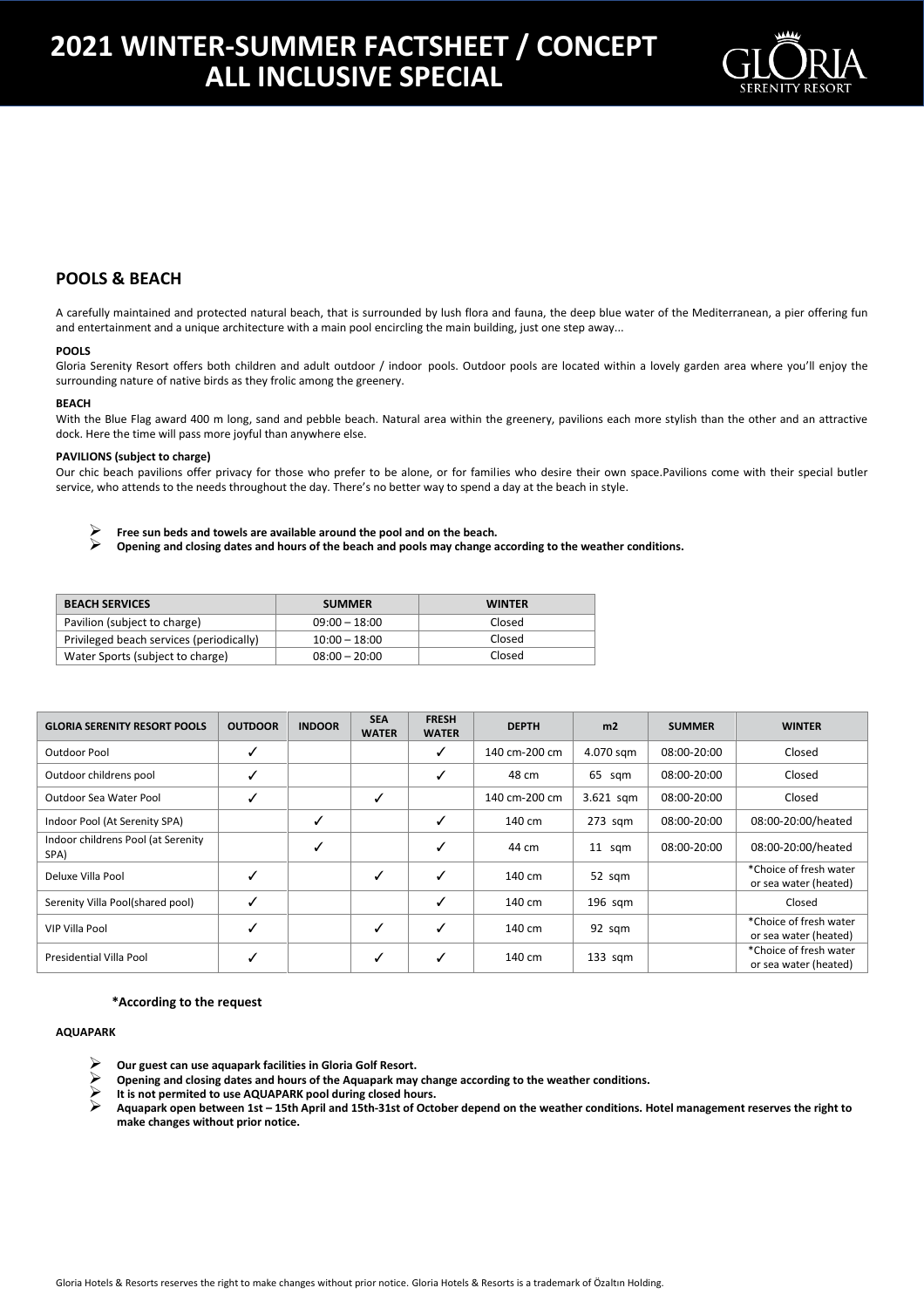## POOLS & BEACH

A carefully maintained and protected natural beach, that is surrounded by lush flora and fauna, the deep blue water of the Mediterranean, a pier offering fun and entertainment and a unique architecture with a main pool encircling the main building, just one step away...

**POOLS**

Gloria Serenity Resort offers both children and adult outdoor / indoor pools. Outdoor pools are located within a lovely garden area where you'll enjoy the surrounding nature of native birds as they frolic among the greenery.

**BEACH**

With the Blue Flag award 400 m long, sand and pebble beach. Natural area within the greenery, pavilions each more stylish than the other and an attractive dock. Here the time will pass more joyful than anywhere else.

**PAVILIONS (subject to charge)**

Our chic beach pavilions offer privacy for those who prefer to be alone, or for families who desire their own space.Pavilions come with their special butler service, who attends to the needs throughout the day. There's no better way to spend a day at the beach in style.

- **Free sun beds and towels are available around the pool and on the beach.**
- **Opening and closing dates and hours of the beach and pools may change according to the weather conditions.**

| BEACH SERVICES | SUMMER | WINTER |
|---|---|---|
| Pavilion (subject to charge) | 09:00 – 18:00 | Closed |
| Privileged beach services (periodically) | 10:00 – 18:00 | Closed |
| Water Sports (subject to charge) | 08:00 – 20:00 | Closed |

| GLORIA SERENITY RESORT POOLS | OUTDOOR | INDOOR | SEA WATER | FRESH WATER | DEPTH | m2 | SUMMER | WINTER |
|---|---|---|---|---|---|---|---|---|
| Outdoor Pool | ✓ | | | ✓ | 140 cm-200 cm | 4.070 sqm | 08:00-20:00 | Closed |
| Outdoor childrens pool | ✓ | | | ✓ | 48 cm | 65 sqm | 08:00-20:00 | Closed |
| Outdoor Sea Water Pool | ✓ | | ✓ | | 140 cm-200 cm | 3.621 sqm | 08:00-20:00 | Closed |
| Indoor Pool (At Serenity SPA) | | ✓ | | ✓ | 140 cm | 273 sqm | 08:00-20:00 | 08:00-20:00/heated |
| Indoor childrens Pool (at Serenity SPA) | | ✓ | | ✓ | 44 cm | 11 sqm | 08:00-20:00 | 08:00-20:00/heated |
| Deluxe Villa Pool | ✓ | | ✓ | ✓ | 140 cm | 52 sqm | | *Choice of fresh water or sea water (heated) |
| Serenity Villa Pool(shared pool) | ✓ | | | ✓ | 140 cm | 196 sqm | | Closed |
| VIP Villa Pool | ✓ | | ✓ | ✓ | 140 cm | 92 sqm | | *Choice of fresh water or sea water (heated) |
| Presidential Villa Pool | ✓ | | ✓ | ✓ | 140 cm | 133 sqm | | *Choice of fresh water or sea water (heated) |

**\*According to the request**

**AQUAPARK**

- **Our guest can use aquapark facilities in Gloria Golf Resort.**
- **Opening and closing dates and hours of the Aquapark may change according to the weather conditions.**
- **It is not permited to use AQUAPARK pool during closed hours.**
- **Aquapark open between 1st – 15th April and 15th-31st of October depend on the weather conditions. Hotel management reserves the right to make changes without prior notice.**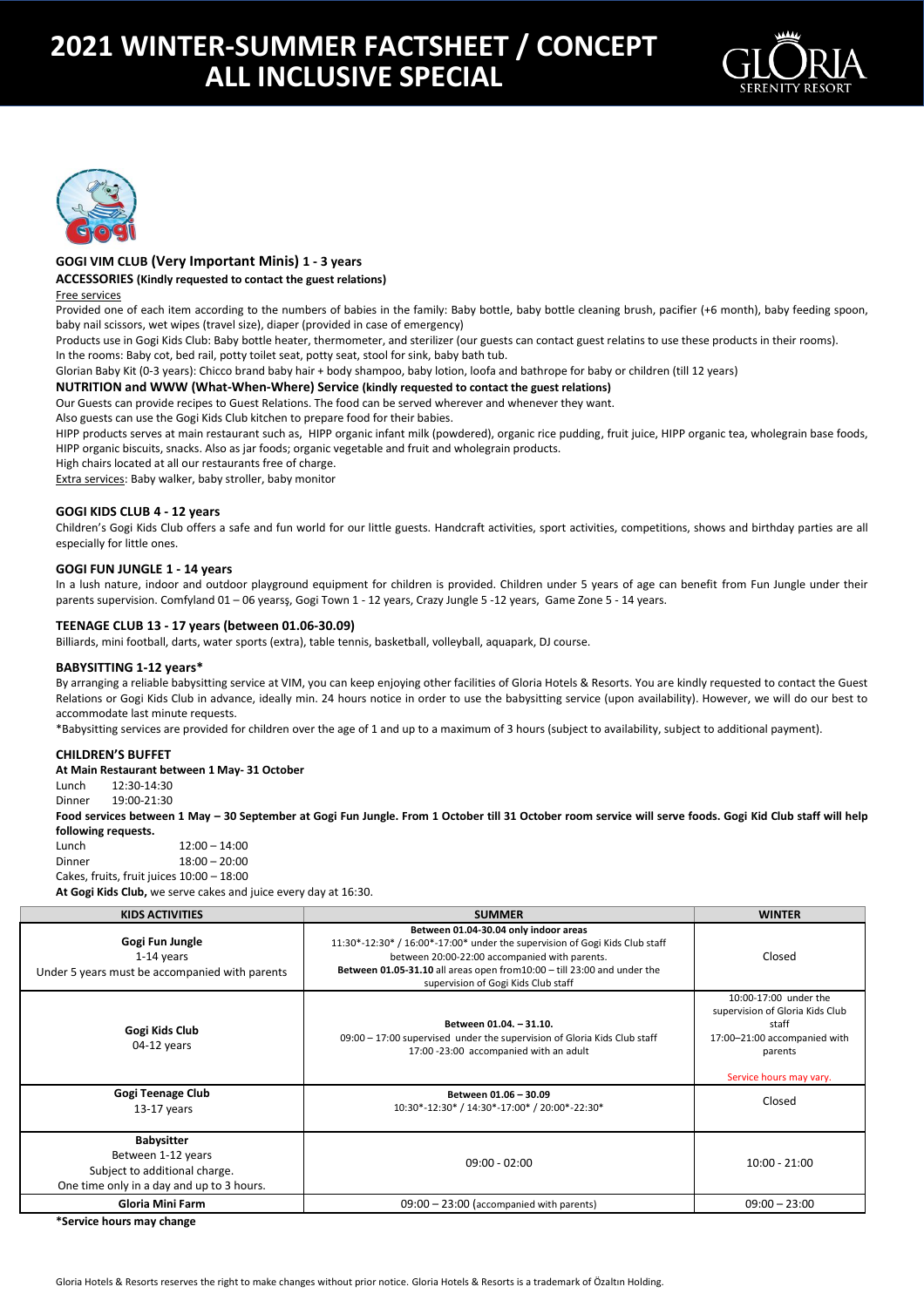# 2021 WINTER-SUMMER FACTSHEET / CONCEPT ALL INCLUSIVE SPECIAL

### GOGI VIM CLUB (Very Important Minis) 1 - 3 years

**ACCESSORIES (Kindly requested to contact the guest relations)**

Free services

Provided one of each item according to the numbers of babies in the family: Baby bottle, baby bottle cleaning brush, pacifier (+6 month), baby feeding spoon, baby nail scissors, wet wipes (travel size), diaper (provided in case of emergency)

Products use in Gogi Kids Club: Baby bottle heater, thermometer, and sterilizer (our guests can contact guest relatins to use these products in their rooms).

In the rooms: Baby cot, bed rail, potty toilet seat, potty seat, stool for sink, baby bath tub.

Glorian Baby Kit (0-3 years): Chicco brand baby hair + body shampoo, baby lotion, loofa and bathrope for baby or children (till 12 years)

**NUTRITION and WWW (What-When-Where) Service (kindly requested to contact the guest relations)**

Our Guests can provide recipes to Guest Relations. The food can be served wherever and whenever they want.

Also guests can use the Gogi Kids Club kitchen to prepare food for their babies.

HIPP products serves at main restaurant such as, HIPP organic infant milk (powdered), organic rice pudding, fruit juice, HIPP organic tea, wholegrain base foods, HIPP organic biscuits, snacks. Also as jar foods; organic vegetable and fruit and wholegrain products.

High chairs located at all our restaurants free of charge.

Extra services: Baby walker, baby stroller, baby monitor

### GOGI KIDS CLUB 4 - 12 years

Children's Gogi Kids Club offers a safe and fun world for our little guests. Handcraft activities, sport activities, competitions, shows and birthday parties are all especially for little ones.

### GOGI FUN JUNGLE 1 - 14 years

In a lush nature, indoor and outdoor playground equipment for children is provided. Children under 5 years of age can benefit from Fun Jungle under their parents supervision. Comfyland 01 – 06 yearsş, Gogi Town 1 - 12 years, Crazy Jungle 5 -12 years, Game Zone 5 - 14 years.

### TEENAGE CLUB 13 - 17 years (between 01.06-30.09)

Billiards, mini football, darts, water sports (extra), table tennis, basketball, volleyball, aquapark, DJ course.

### BABYSITTING 1-12 years*

By arranging a reliable babysitting service at VIM, you can keep enjoying other facilities of Gloria Hotels & Resorts. You are kindly requested to contact the Guest Relations or Gogi Kids Club in advance, ideally min. 24 hours notice in order to use the babysitting service (upon availability). However, we will do our best to accommodate last minute requests.

*Babysitting services are provided for children over the age of 1 and up to a maximum of 3 hours (subject to availability, subject to additional payment).

### CHILDREN'S BUFFET

**At Main Restaurant between 1 May- 31 October**

Lunch 12:30-14:30

Dinner 19:00-21:30

**Food services between 1 May – 30 September at Gogi Fun Jungle. From 1 October till 31 October room service will serve foods. Gogi Kid Club staff will help following requests.**

Lunch 12:00 – 14:00

Dinner 18:00 – 20:00

Cakes, fruits, fruit juices 10:00 – 18:00

**At Gogi Kids Club,** we serve cakes and juice every day at 16:30.

| KIDS ACTIVITIES | SUMMER | WINTER |
|---|---|---|
| **Gogi Fun Jungle**<br>1-14 years<br>Under 5 years must be accompanied with parents | **Between 01.04-30.04 only indoor areas**<br>11:30*-12:30* / 16:00*-17:00* under the supervision of Gogi Kids Club staff between 20:00-22:00 accompanied with parents.<br>**Between 01.05-31.10** all areas open from10:00 – till 23:00 and under the supervision of Gogi Kids Club staff | Closed |
| **Gogi Kids Club**<br>04-12 years | **Between 01.04. – 31.10.**<br>09:00 – 17:00 supervised under the supervision of Gloria Kids Club staff<br>17:00 -23:00 accompanied with an adult | 10:00-17:00 under the supervision of Gloria Kids Club staff<br>17:00–21:00 accompanied with parents<br>Service hours may vary. |
| **Gogi Teenage Club**<br>13-17 years | **Between 01.06 – 30.09**<br>10:30*-12:30* / 14:30*-17:00* / 20:00*-22:30* | Closed |
| **Babysitter**<br>Between 1-12 years<br>Subject to additional charge.<br>One time only in a day and up to 3 hours. | 09:00 - 02:00 | 10:00 - 21:00 |
| **Gloria Mini Farm** | 09:00 – 23:00 (accompanied with parents) | 09:00 – 23:00 |

***Service hours may change**

Gloria Hotels & Resorts reserves the right to make changes without prior notice. Gloria Hotels & Resorts is a trademark of Özaltın Holding.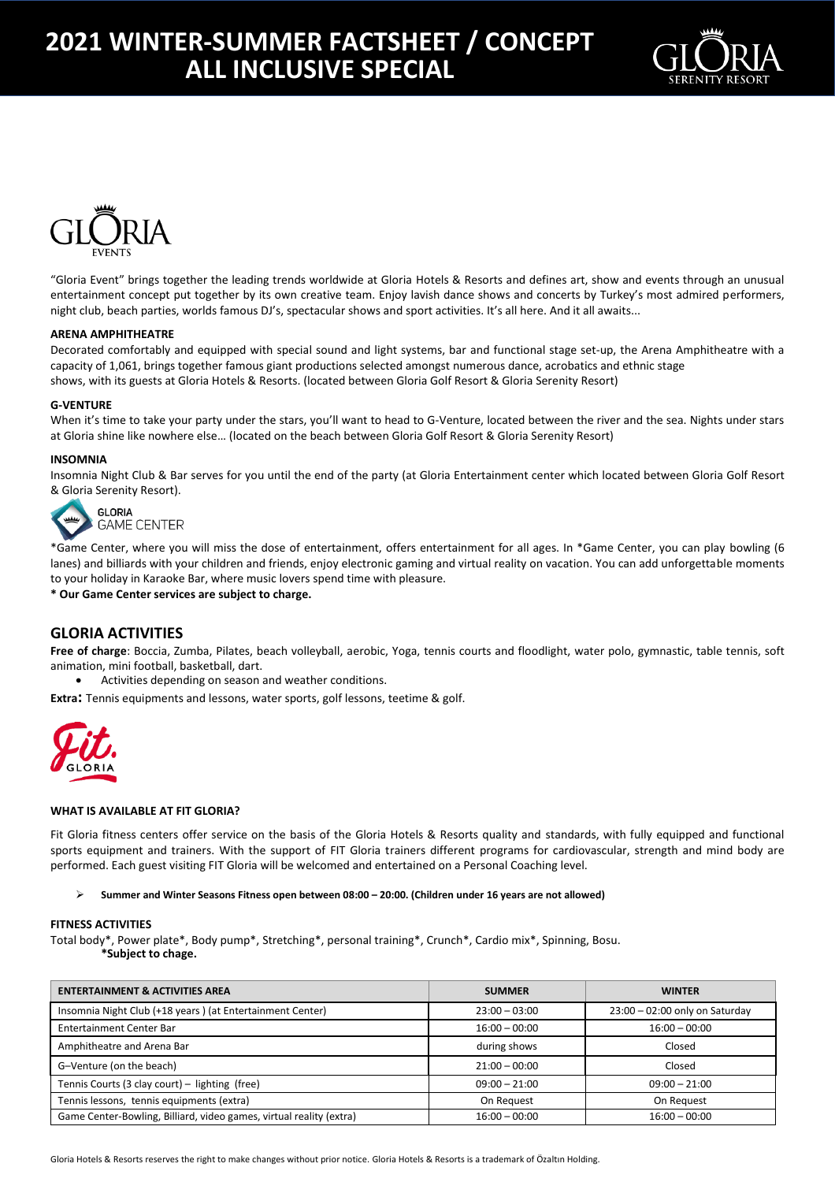# 2021 WINTER-SUMMER FACTSHEET / CONCEPT ALL INCLUSIVE SPECIAL

GLORIA EVENTS

"Gloria Event" brings together the leading trends worldwide at Gloria Hotels & Resorts and defines art, show and events through an unusual entertainment concept put together by its own creative team. Enjoy lavish dance shows and concerts by Turkey's most admired performers, night club, beach parties, worlds famous DJ's, spectacular shows and sport activities. It's all here. And it all awaits...

**ARENA AMPHITHEATRE**

Decorated comfortably and equipped with special sound and light systems, bar and functional stage set-up, the Arena Amphitheatre with a capacity of 1,061, brings together famous giant productions selected amongst numerous dance, acrobatics and ethnic stage shows, with its guests at Gloria Hotels & Resorts. (located between Gloria Golf Resort & Gloria Serenity Resort)

**G-VENTURE**

When it's time to take your party under the stars, you'll want to head to G-Venture, located between the river and the sea. Nights under stars at Gloria shine like nowhere else… (located on the beach between Gloria Golf Resort & Gloria Serenity Resort)

**INSOMNIA**

Insomnia Night Club & Bar serves for you until the end of the party (at Gloria Entertainment center which located between Gloria Golf Resort & Gloria Serenity Resort).

GLORIA GAME CENTER

*Game Center, where you will miss the dose of entertainment, offers entertainment for all ages. In *Game Center, you can play bowling (6 lanes) and billiards with your children and friends, enjoy electronic gaming and virtual reality on vacation. You can add unforgettable moments to your holiday in Karaoke Bar, where music lovers spend time with pleasure.

**\* Our Game Center services are subject to charge.**

## GLORIA ACTIVITIES

**Free of charge**: Boccia, Zumba, Pilates, beach volleyball, aerobic, Yoga, tennis courts and floodlight, water polo, gymnastic, table tennis, soft animation, mini football, basketball, dart.

- Activities depending on season and weather conditions.

**Extra:** Tennis equipments and lessons, water sports, golf lessons, teetime & golf.

Fit. GLORIA

**WHAT IS AVAILABLE AT FIT GLORIA?**

Fit Gloria fitness centers offer service on the basis of the Gloria Hotels & Resorts quality and standards, with fully equipped and functional sports equipment and trainers. With the support of FIT Gloria trainers different programs for cardiovascular, strength and mind body are performed. Each guest visiting FIT Gloria will be welcomed and entertained on a Personal Coaching level.

- **Summer and Winter Seasons Fitness open between 08:00 – 20:00. (Children under 16 years are not allowed)**

**FITNESS ACTIVITIES**

Total body*, Power plate*, Body pump*, Stretching*, personal training*, Crunch*, Cardio mix*, Spinning, Bosu.
**\*Subject to chage.**

| ENTERTAINMENT & ACTIVITIES AREA | SUMMER | WINTER |
|---|---|---|
| Insomnia Night Club (+18 years ) (at Entertainment Center) | 23:00 – 03:00 | 23:00 – 02:00 only on Saturday |
| Entertainment Center Bar | 16:00 – 00:00 | 16:00 – 00:00 |
| Amphitheatre and Arena Bar | during shows | Closed |
| G–Venture (on the beach) | 21:00 – 00:00 | Closed |
| Tennis Courts (3 clay court) – lighting (free) | 09:00 – 21:00 | 09:00 – 21:00 |
| Tennis lessons, tennis equipments (extra) | On Request | On Request |
| Game Center-Bowling, Billiard, video games, virtual reality (extra) | 16:00 – 00:00 | 16:00 – 00:00 |

Gloria Hotels & Resorts reserves the right to make changes without prior notice. Gloria Hotels & Resorts is a trademark of Özaltın Holding.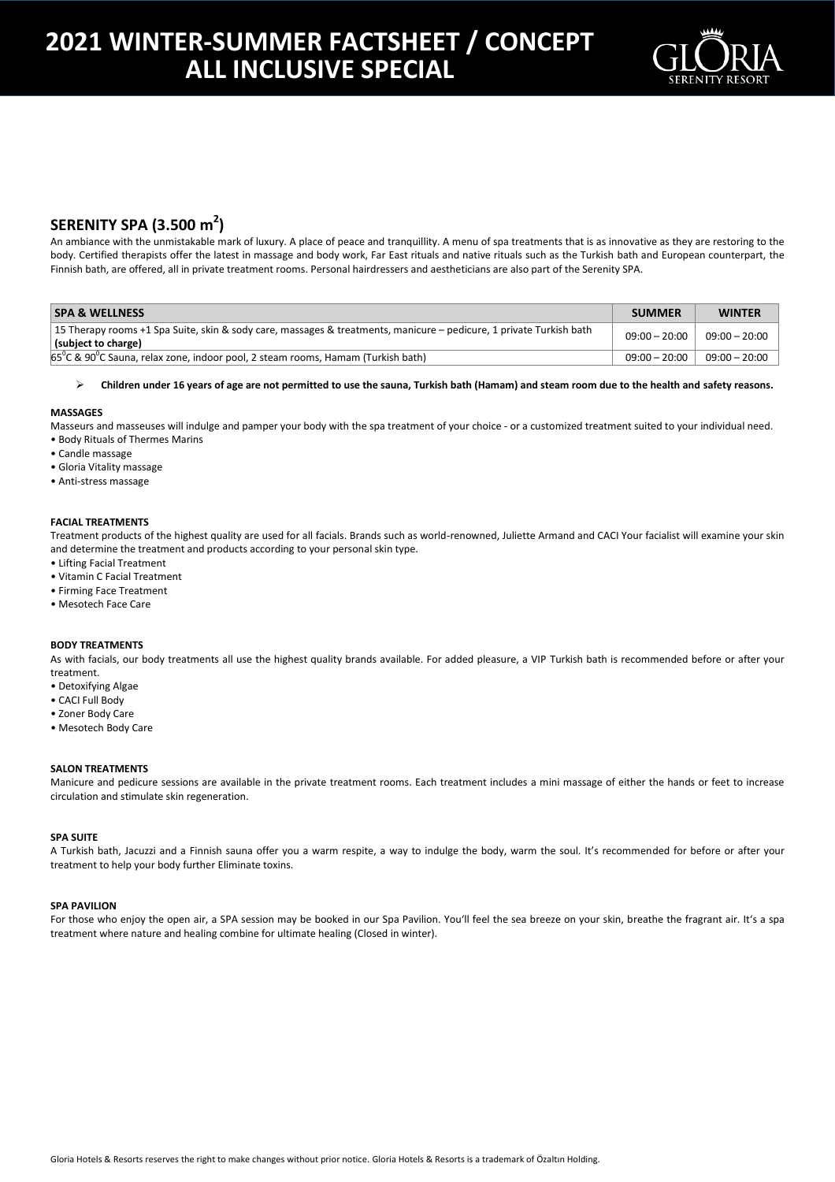## SERENITY SPA (3.500 m$^2$)

An ambiance with the unmistakable mark of luxury. A place of peace and tranquillity. A menu of spa treatments that is as innovative as they are restoring to the body. Certified therapists offer the latest in massage and body work, Far East rituals and native rituals such as the Turkish bath and European counterpart, the Finnish bath, are offered, all in private treatment rooms. Personal hairdressers and aestheticians are also part of the Serenity SPA.

| SPA & WELLNESS | SUMMER | WINTER |
| --- | --- | --- |
| 15 Therapy rooms +1 Spa Suite, skin & sody care, massages & treatments, manicure – pedicure, 1 private Turkish bath **(subject to charge)** | 09:00 – 20:00 | 09:00 – 20:00 |
| 65$^0$C & 90$^0$C Sauna, relax zone, indoor pool, 2 steam rooms, Hamam (Turkish bath) | 09:00 – 20:00 | 09:00 – 20:00 |

- **Children under 16 years of age are not permitted to use the sauna, Turkish bath (Hamam) and steam room due to the health and safety reasons.**

**MASSAGES**

Masseurs and masseuses will indulge and pamper your body with the spa treatment of your choice - or a customized treatment suited to your individual need.

- Body Rituals of Thermes Marins
- Candle massage
- Gloria Vitality massage
- Anti-stress massage

**FACIAL TREATMENTS**

Treatment products of the highest quality are used for all facials. Brands such as world-renowned, Juliette Armand and CACI Your facialist will examine your skin and determine the treatment and products according to your personal skin type.

- Lifting Facial Treatment
- Vitamin C Facial Treatment
- Firming Face Treatment
- Mesotech Face Care

**BODY TREATMENTS**

As with facials, our body treatments all use the highest quality brands available. For added pleasure, a VIP Turkish bath is recommended before or after your treatment.

- Detoxifying Algae
- CACI Full Body
- Zoner Body Care
- Mesotech Body Care

**SALON TREATMENTS**

Manicure and pedicure sessions are available in the private treatment rooms. Each treatment includes a mini massage of either the hands or feet to increase circulation and stimulate skin regeneration.

**SPA SUITE**

A Turkish bath, Jacuzzi and a Finnish sauna offer you a warm respite, a way to indulge the body, warm the soul. It's recommended for before or after your treatment to help your body further Eliminate toxins.

**SPA PAVILION**

For those who enjoy the open air, a SPA session may be booked in our Spa Pavilion. You'll feel the sea breeze on your skin, breathe the fragrant air. It's a spa treatment where nature and healing combine for ultimate healing (Closed in winter).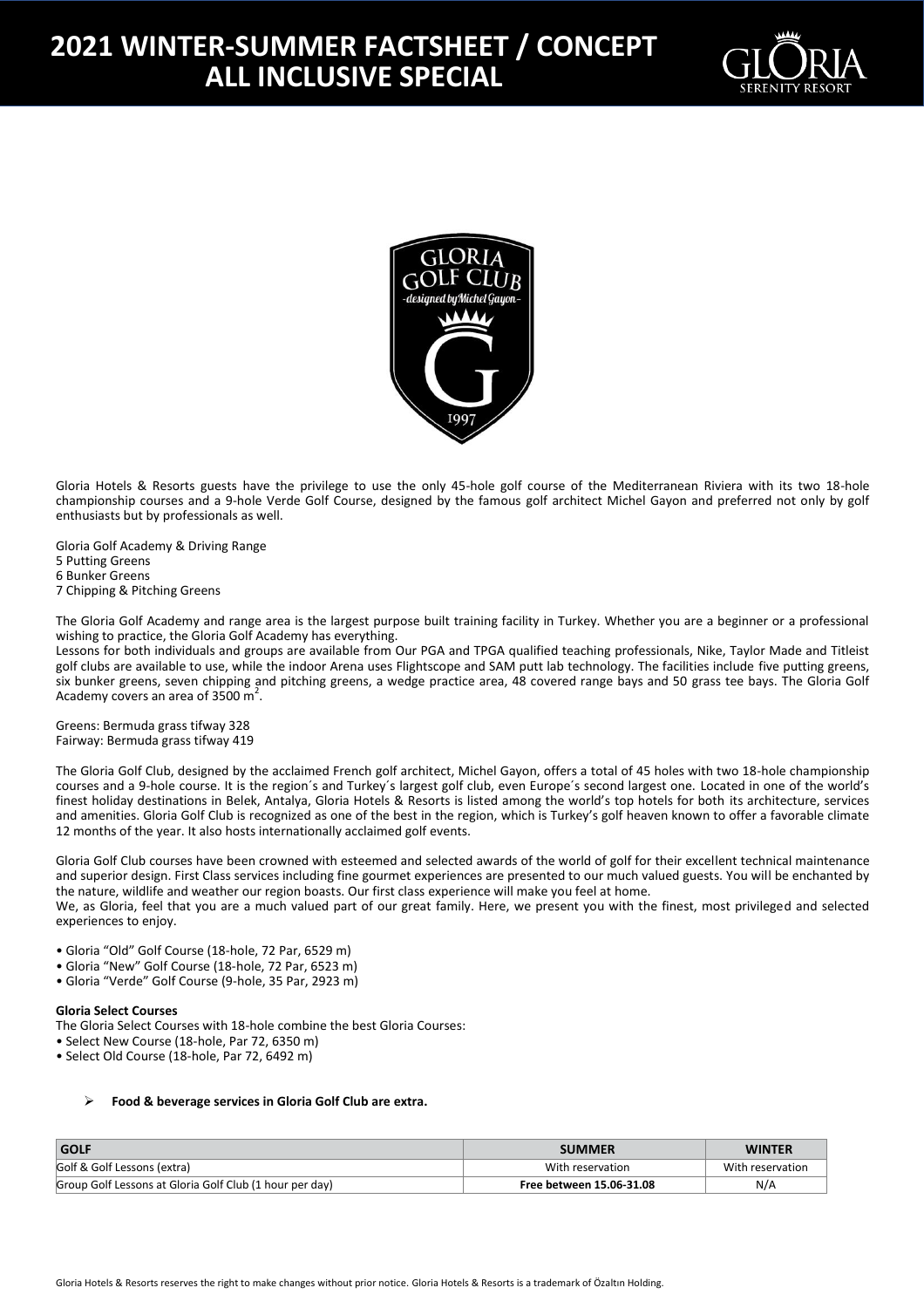# 2021 WINTER-SUMMER FACTSHEET / CONCEPT ALL INCLUSIVE SPECIAL

Gloria Hotels & Resorts guests have the privilege to use the only 45-hole golf course of the Mediterranean Riviera with its two 18-hole championship courses and a 9-hole Verde Golf Course, designed by the famous golf architect Michel Gayon and preferred not only by golf enthusiasts but by professionals as well.

Gloria Golf Academy & Driving Range
5 Putting Greens
6 Bunker Greens
7 Chipping & Pitching Greens

The Gloria Golf Academy and range area is the largest purpose built training facility in Turkey. Whether you are a beginner or a professional wishing to practice, the Gloria Golf Academy has everything.
Lessons for both individuals and groups are available from Our PGA and TPGA qualified teaching professionals, Nike, Taylor Made and Titleist golf clubs are available to use, while the indoor Arena uses Flightscope and SAM putt lab technology. The facilities include five putting greens, six bunker greens, seven chipping and pitching greens, a wedge practice area, 48 covered range bays and 50 grass tee bays. The Gloria Golf Academy covers an area of 3500 $m^2$.

Greens: Bermuda grass tifway 328
Fairway: Bermuda grass tifway 419

The Gloria Golf Club, designed by the acclaimed French golf architect, Michel Gayon, offers a total of 45 holes with two 18-hole championship courses and a 9-hole course. It is the region´s and Turkey´s largest golf club, even Europe´s second largest one. Located in one of the world's finest holiday destinations in Belek, Antalya, Gloria Hotels & Resorts is listed among the world's top hotels for both its architecture, services and amenities. Gloria Golf Club is recognized as one of the best in the region, which is Turkey's golf heaven known to offer a favorable climate 12 months of the year. It also hosts internationally acclaimed golf events.

Gloria Golf Club courses have been crowned with esteemed and selected awards of the world of golf for their excellent technical maintenance and superior design. First Class services including fine gourmet experiences are presented to our much valued guests. You will be enchanted by the nature, wildlife and weather our region boasts. Our first class experience will make you feel at home.
We, as Gloria, feel that you are a much valued part of our great family. Here, we present you with the finest, most privileged and selected experiences to enjoy.

- Gloria "Old" Golf Course (18-hole, 72 Par, 6529 m)
- Gloria "New" Golf Course (18-hole, 72 Par, 6523 m)
- Gloria "Verde" Golf Course (9-hole, 35 Par, 2923 m)

**Gloria Select Courses**
The Gloria Select Courses with 18-hole combine the best Gloria Courses:
- Select New Course (18-hole, Par 72, 6350 m)
- Select Old Course (18-hole, Par 72, 6492 m)

- **Food & beverage services in Gloria Golf Club are extra.**

| GOLF | SUMMER | WINTER |
|---|---|---|
| Golf & Golf Lessons (extra) | With reservation | With reservation |
| Group Golf Lessons at Gloria Golf Club (1 hour per day) | **Free between 15.06-31.08** | N/A |

Gloria Hotels & Resorts reserves the right to make changes without prior notice. Gloria Hotels & Resorts is a trademark of Özaltın Holding.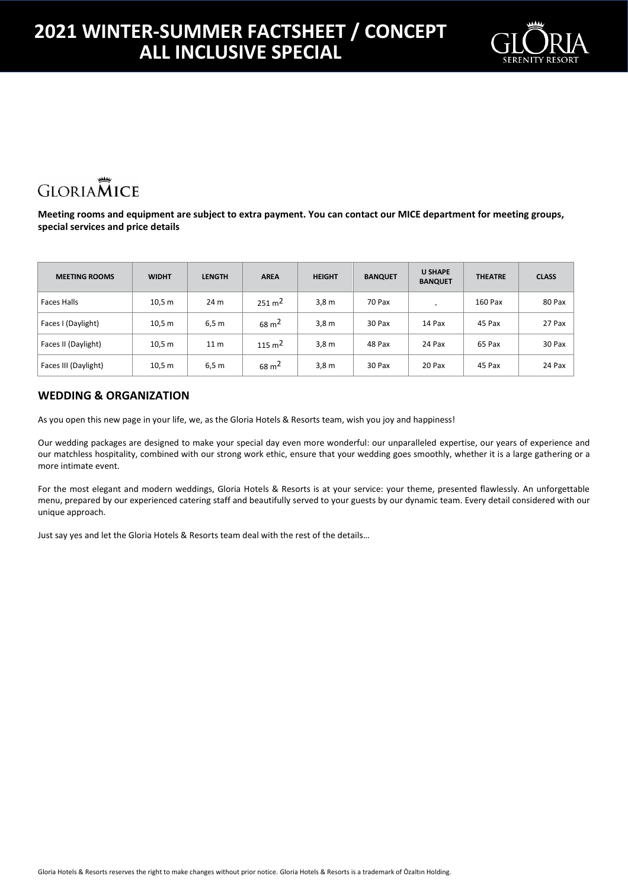# 2021 WINTER-SUMMER FACTSHEET / CONCEPT ALL INCLUSIVE SPECIAL

## GLORIAMICE

**Meeting rooms and equipment are subject to extra payment. You can contact our MICE department for meeting groups, special services and price details**

| MEETING ROOMS | WIDHT | LENGTH | AREA | HEIGHT | BANQUET | U SHAPE BANQUET | THEATRE | CLASS |
|---|---|---|---|---|---|---|---|---|
| Faces Halls | 10,5 m | 24 m | 251 $m^2$ | 3,8 m | 70 Pax | - | 160 Pax | 80 Pax |
| Faces I (Daylight) | 10,5 m | 6,5 m | 68 $m^2$ | 3,8 m | 30 Pax | 14 Pax | 45 Pax | 27 Pax |
| Faces II (Daylight) | 10,5 m | 11 m | 115 $m^2$ | 3,8 m | 48 Pax | 24 Pax | 65 Pax | 30 Pax |
| Faces III (Daylight) | 10,5 m | 6,5 m | 68 $m^2$ | 3,8 m | 30 Pax | 20 Pax | 45 Pax | 24 Pax |

## WEDDING & ORGANIZATION

As you open this new page in your life, we, as the Gloria Hotels & Resorts team, wish you joy and happiness!

Our wedding packages are designed to make your special day even more wonderful: our unparalleled expertise, our years of experience and our matchless hospitality, combined with our strong work ethic, ensure that your wedding goes smoothly, whether it is a large gathering or a more intimate event.

For the most elegant and modern weddings, Gloria Hotels & Resorts is at your service: your theme, presented flawlessly. An unforgettable menu, prepared by our experienced catering staff and beautifully served to your guests by our dynamic team. Every detail considered with our unique approach.

Just say yes and let the Gloria Hotels & Resorts team deal with the rest of the details…

Gloria Hotels & Resorts reserves the right to make changes without prior notice. Gloria Hotels & Resorts is a trademark of Özaltın Holding.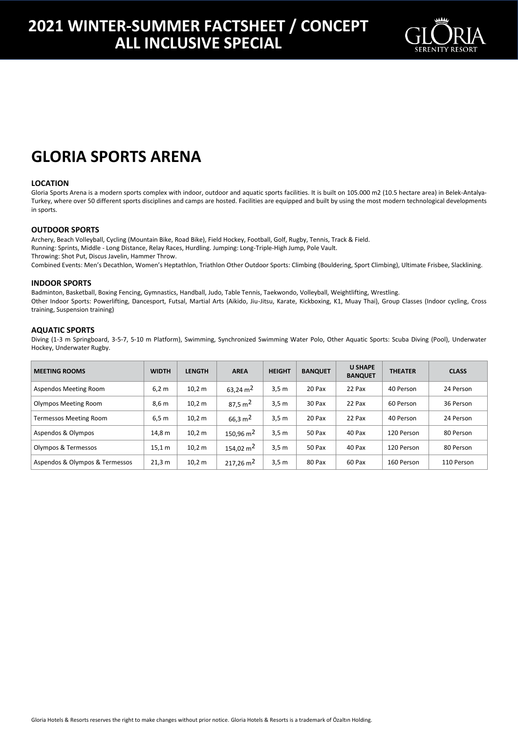# GLORIA SPORTS ARENA

### LOCATION

Gloria Sports Arena is a modern sports complex with indoor, outdoor and aquatic sports facilities. It is built on 105.000 m2 (10.5 hectare area) in Belek-Antalya-Turkey, where over 50 different sports disciplines and camps are hosted. Facilities are equipped and built by using the most modern technological developments in sports.

### OUTDOOR SPORTS

Archery, Beach Volleyball, Cycling (Mountain Bike, Road Bike), Field Hockey, Football, Golf, Rugby, Tennis, Track & Field.
Running: Sprints, Middle - Long Distance, Relay Races, Hurdling. Jumping: Long-Triple-High Jump, Pole Vault.
Throwing: Shot Put, Discus Javelin, Hammer Throw.
Combined Events: Men's Decathlon, Women's Heptathlon, Triathlon Other Outdoor Sports: Climbing (Bouldering, Sport Climbing), Ultimate Frisbee, Slacklining.

### INDOOR SPORTS

Badminton, Basketball, Boxing Fencing, Gymnastics, Handball, Judo, Table Tennis, Taekwondo, Volleyball, Weightlifting, Wrestling.
Other Indoor Sports: Powerlifting, Dancesport, Futsal, Martial Arts (Aikido, Jiu-Jitsu, Karate, Kickboxing, K1, Muay Thai), Group Classes (Indoor cycling, Cross training, Suspension training)

### AQUATIC SPORTS

Diving (1-3 m Springboard, 3-5-7, 5-10 m Platform), Swimming, Synchronized Swimming Water Polo, Other Aquatic Sports: Scuba Diving (Pool), Underwater Hockey, Underwater Rugby.

| MEETING ROOMS | WIDTH | LENGTH | AREA | HEIGHT | BANQUET | U SHAPE BANQUET | THEATER | CLASS |
|---|---|---|---|---|---|---|---|---|
| Aspendos Meeting Room | 6,2 m | 10,2 m | 63,24 $m^2$ | 3,5 m | 20 Pax | 22 Pax | 40 Person | 24 Person |
| Olympos Meeting Room | 8,6 m | 10,2 m | 87,5 $m^2$ | 3,5 m | 30 Pax | 22 Pax | 60 Person | 36 Person |
| Termessos Meeting Room | 6,5 m | 10,2 m | 66,3 $m^2$ | 3,5 m | 20 Pax | 22 Pax | 40 Person | 24 Person |
| Aspendos & Olympos | 14,8 m | 10,2 m | 150,96 $m^2$ | 3,5 m | 50 Pax | 40 Pax | 120 Person | 80 Person |
| Olympos & Termessos | 15,1 m | 10,2 m | 154,02 $m^2$ | 3,5 m | 50 Pax | 40 Pax | 120 Person | 80 Person |
| Aspendos & Olympos & Termessos | 21,3 m | 10,2 m | 217,26 $m^2$ | 3,5 m | 80 Pax | 60 Pax | 160 Person | 110 Person |

Gloria Hotels & Resorts reserves the right to make changes without prior notice. Gloria Hotels & Resorts is a trademark of Özaltın Holding.